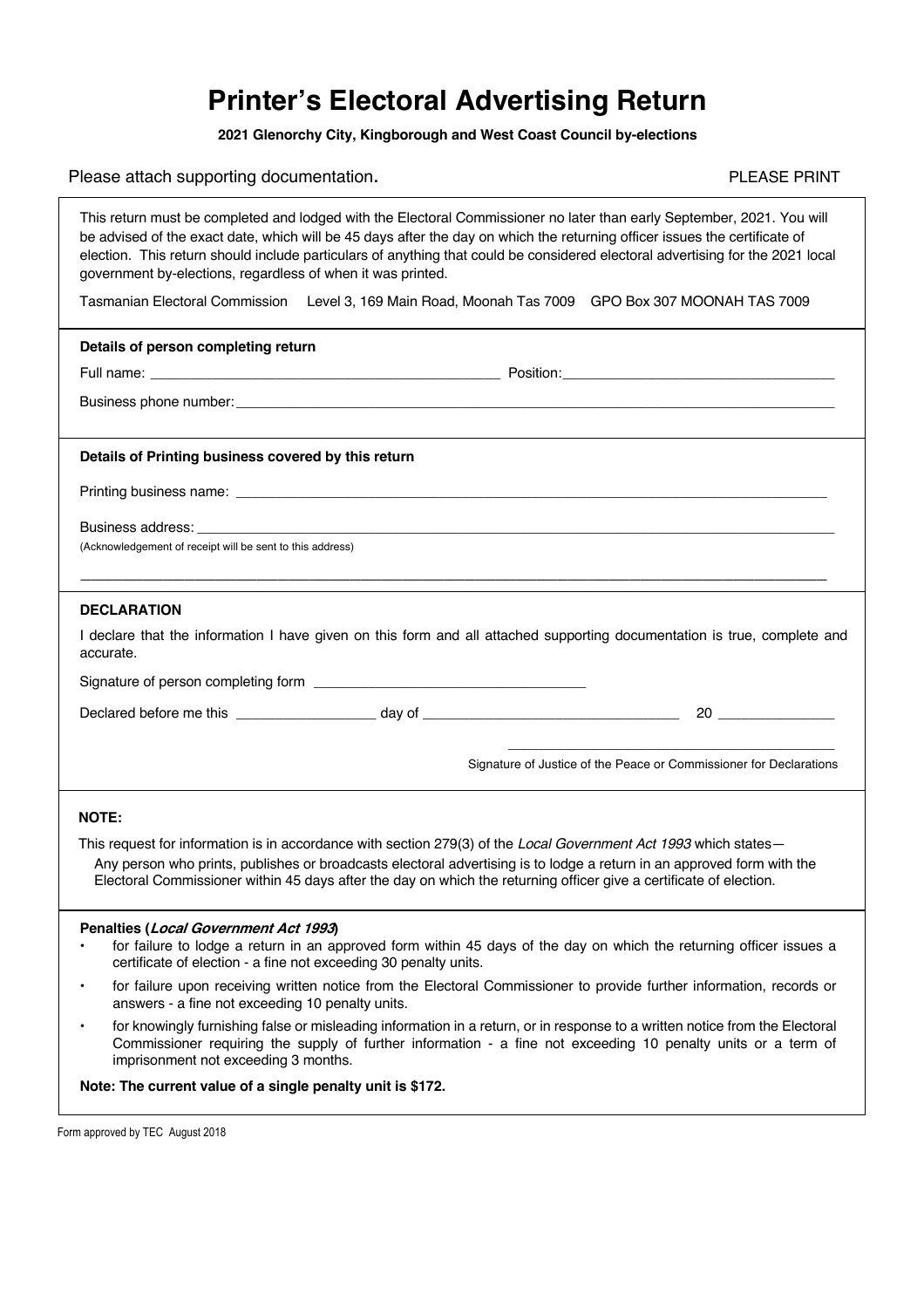# Printer's Electoral Advertising Return

**2021 Glenorchy City, Kingborough and West Coast Council by-elections**

Please attach supporting documentation.

PLEASE PRINT

This return must be completed and lodged with the Electoral Commissioner no later than early September, 2021. You will be advised of the exact date, which will be 45 days after the day on which the returning officer issues the certificate of election. This return should include particulars of anything that could be considered electoral advertising for the 2021 local government by-elections, regardless of when it was printed.

Tasmanian Electoral Commission Level 3, 169 Main Road, Moonah Tas 7009 GPO Box 307 MOONAH TAS 7009

**Details of person completing return**

Full name: ______________________________ Position: ______________________________

Business phone number: ______________________________

**Details of Printing business covered by this return**

Printing business name: ______________________________

Business address: ______________________________

(Acknowledgement of receipt will be sent to this address)

______________________________

**DECLARATION**

I declare that the information I have given on this form and all attached supporting documentation is true, complete and accurate.

Signature of person completing form ______________________________

Declared before me this ______________ day of ______________________ 20 __________

______________________________

Signature of Justice of the Peace or Commissioner for Declarations

**NOTE:**

This request for information is in accordance with section 279(3) of the *Local Government Act 1993* which states—

Any person who prints, publishes or broadcasts electoral advertising is to lodge a return in an approved form with the Electoral Commissioner within 45 days after the day on which the returning officer give a certificate of election.

**Penalties (*Local Government Act 1993*)**

- for failure to lodge a return in an approved form within 45 days of the day on which the returning officer issues a certificate of election - a fine not exceeding 30 penalty units.
- for failure upon receiving written notice from the Electoral Commissioner to provide further information, records or answers - a fine not exceeding 10 penalty units.
- for knowingly furnishing false or misleading information in a return, or in response to a written notice from the Electoral Commissioner requiring the supply of further information - a fine not exceeding 10 penalty units or a term of imprisonment not exceeding 3 months.

**Note: The current value of a single penalty unit is $172.**

Form approved by TEC August 2018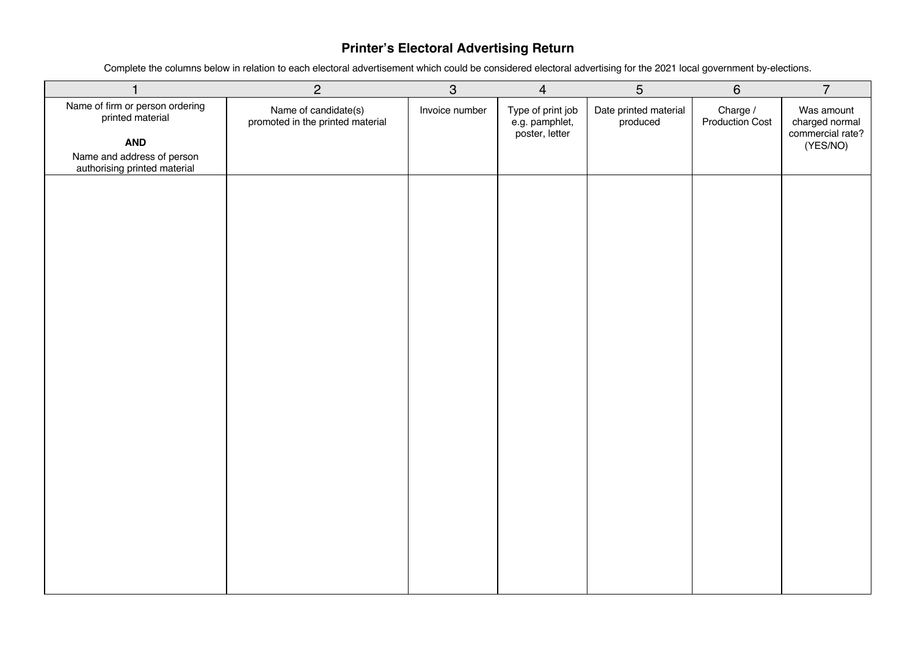# Printer's Electoral Advertising Return

Complete the columns below in relation to each electoral advertisement which could be considered electoral advertising for the 2021 local government by-elections.

| 1 | 2 | 3 | 4 | 5 | 6 | 7 |
|---|---|---|---|---|---|---|
| Name of firm or person ordering printed material<br>**AND**<br>Name and address of person authorising printed material | Name of candidate(s) promoted in the printed material | Invoice number | Type of print job e.g. pamphlet, poster, letter | Date printed material produced | Charge / Production Cost | Was amount charged normal commercial rate? (YES/NO) |
| | | | | | | |